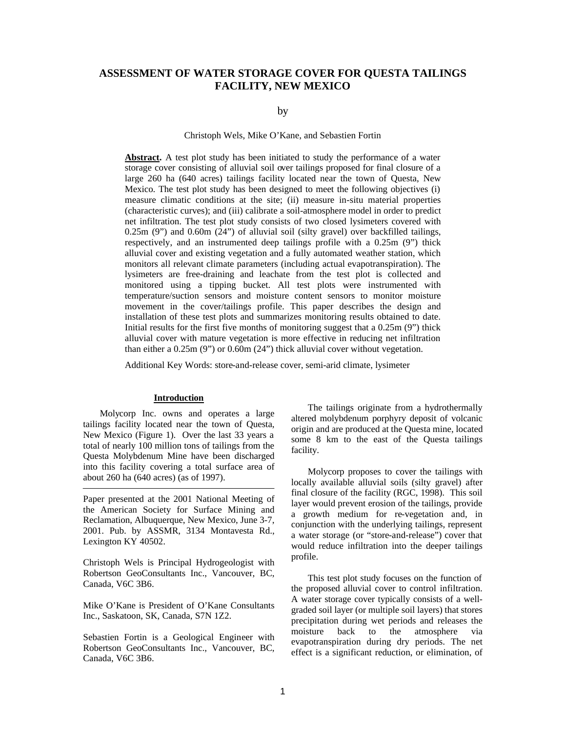# ASSESSMENT OF WATER STORAGE COVER FOR QUESTA TAILINGS FACILITY, NEW MEXICO

by

Christoph Wels, Mike O'Kane, and Sebastien Fortin

**Abstract.** A test plot study has been initiated to study the performance of a water storage cover consisting of alluvial soil over tailings proposed for final closure of a large 260 ha (640 acres) tailings facility located near the town of Questa, New Mexico. The test plot study has been designed to meet the following objectives (i) measure climatic conditions at the site; (ii) measure in-situ material properties (characteristic curves); and (iii) calibrate a soil-atmosphere model in order to predict net infiltration. The test plot study consists of two closed lysimeters covered with 0.25m (9") and 0.60m (24") of alluvial soil (silty gravel) over backfilled tailings, respectively, and an instrumented deep tailings profile with a 0.25m (9") thick alluvial cover and existing vegetation and a fully automated weather station, which monitors all relevant climate parameters (including actual evapotranspiration). The lysimeters are free-draining and leachate from the test plot is collected and monitored using a tipping bucket. All test plots were instrumented with temperature/suction sensors and moisture content sensors to monitor moisture movement in the cover/tailings profile. This paper describes the design and installation of these test plots and summarizes monitoring results obtained to date. Initial results for the first five months of monitoring suggest that a 0.25m (9") thick alluvial cover with mature vegetation is more effective in reducing net infiltration than either a 0.25m (9") or 0.60m (24") thick alluvial cover without vegetation.

Additional Key Words: store-and-release cover, semi-arid climate, lysimeter

## Introduction

Molycorp Inc. owns and operates a large tailings facility located near the town of Questa, New Mexico (Figure 1). Over the last 33 years a total of nearly 100 million tons of tailings from the Questa Molybdenum Mine have been discharged into this facility covering a total surface area of about 260 ha (640 acres) (as of 1997).

---

Paper presented at the 2001 National Meeting of the American Society for Surface Mining and Reclamation, Albuquerque, New Mexico, June 3-7, 2001. Pub. by ASSMR, 3134 Montavesta Rd., Lexington KY 40502.

Christoph Wels is Principal Hydrogeologist with Robertson GeoConsultants Inc., Vancouver, BC, Canada, V6C 3B6.

Mike O'Kane is President of O'Kane Consultants Inc., Saskatoon, SK, Canada, S7N 1Z2.

Sebastien Fortin is a Geological Engineer with Robertson GeoConsultants Inc., Vancouver, BC, Canada, V6C 3B6.

The tailings originate from a hydrothermally altered molybdenum porphyry deposit of volcanic origin and are produced at the Questa mine, located some 8 km to the east of the Questa tailings facility.

Molycorp proposes to cover the tailings with locally available alluvial soils (silty gravel) after final closure of the facility (RGC, 1998). This soil layer would prevent erosion of the tailings, provide a growth medium for re-vegetation and, in conjunction with the underlying tailings, represent a water storage (or "store-and-release") cover that would reduce infiltration into the deeper tailings profile.

This test plot study focuses on the function of the proposed alluvial cover to control infiltration. A water storage cover typically consists of a well-graded soil layer (or multiple soil layers) that stores precipitation during wet periods and releases the moisture back to the atmosphere via evapotranspiration during dry periods. The net effect is a significant reduction, or elimination, of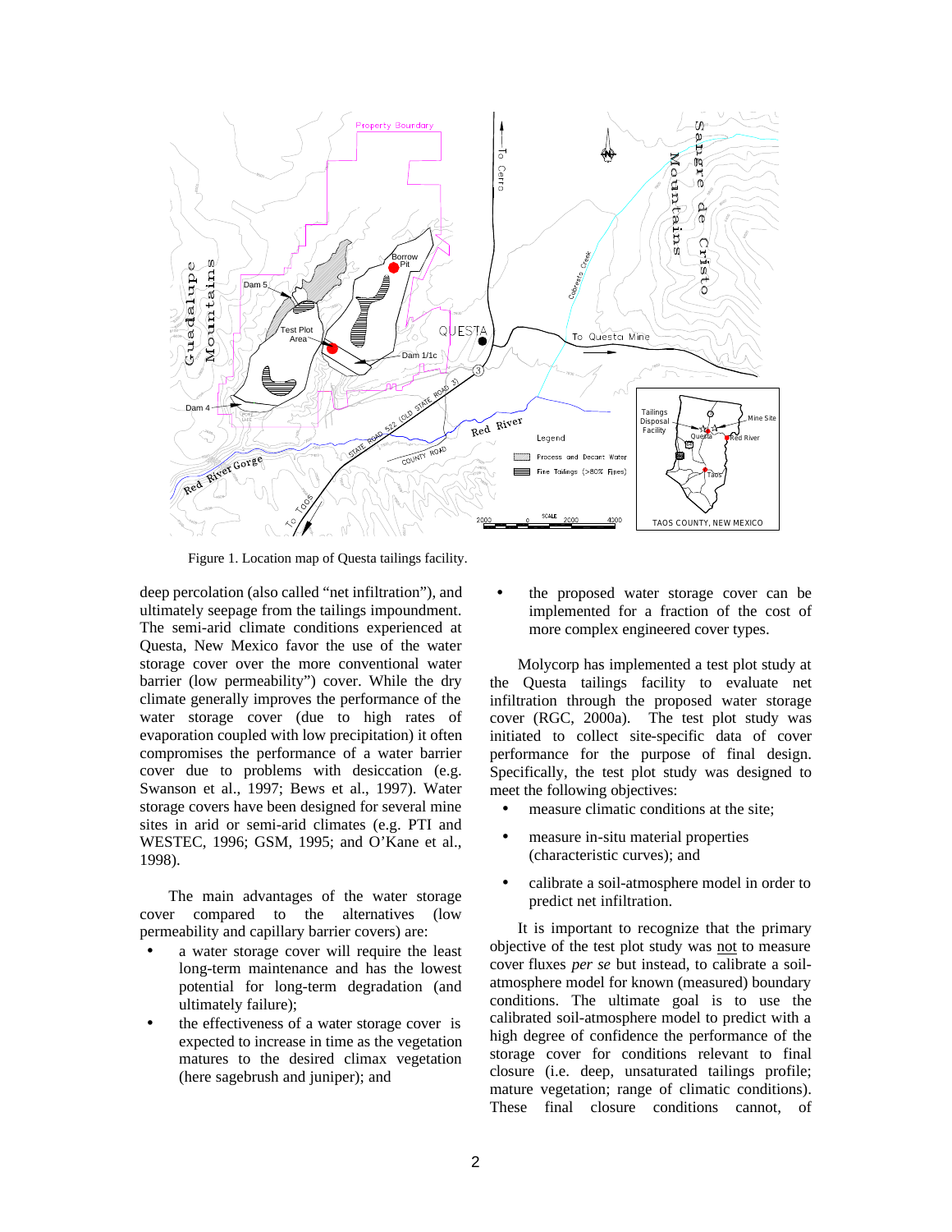Figure 1. Location map of Questa tailings facility.

deep percolation (also called "net infiltration"), and ultimately seepage from the tailings impoundment. The semi-arid climate conditions experienced at Questa, New Mexico favor the use of the water storage cover over the more conventional water barrier (low permeability") cover. While the dry climate generally improves the performance of the water storage cover (due to high rates of evaporation coupled with low precipitation) it often compromises the performance of a water barrier cover due to problems with desiccation (e.g. Swanson et al., 1997; Bews et al., 1997). Water storage covers have been designed for several mine sites in arid or semi-arid climates (e.g. PTI and WESTEC, 1996; GSM, 1995; and O'Kane et al., 1998).

The main advantages of the water storage cover compared to the alternatives (low permeability and capillary barrier covers) are:

- a water storage cover will require the least long-term maintenance and has the lowest potential for long-term degradation (and ultimately failure);
- the effectiveness of a water storage cover is expected to increase in time as the vegetation matures to the desired climax vegetation (here sagebrush and juniper); and
- the proposed water storage cover can be implemented for a fraction of the cost of more complex engineered cover types.

Molycorp has implemented a test plot study at the Questa tailings facility to evaluate net infiltration through the proposed water storage cover (RGC, 2000a). The test plot study was initiated to collect site-specific data of cover performance for the purpose of final design. Specifically, the test plot study was designed to meet the following objectives:

- measure climatic conditions at the site;
- measure in-situ material properties (characteristic curves); and
- calibrate a soil-atmosphere model in order to predict net infiltration.

It is important to recognize that the primary objective of the test plot study was not to measure cover fluxes *per se* but instead, to calibrate a soil-atmosphere model for known (measured) boundary conditions. The ultimate goal is to use the calibrated soil-atmosphere model to predict with a high degree of confidence the performance of the storage cover for conditions relevant to final closure (i.e. deep, unsaturated tailings profile; mature vegetation; range of climatic conditions). These final closure conditions cannot, of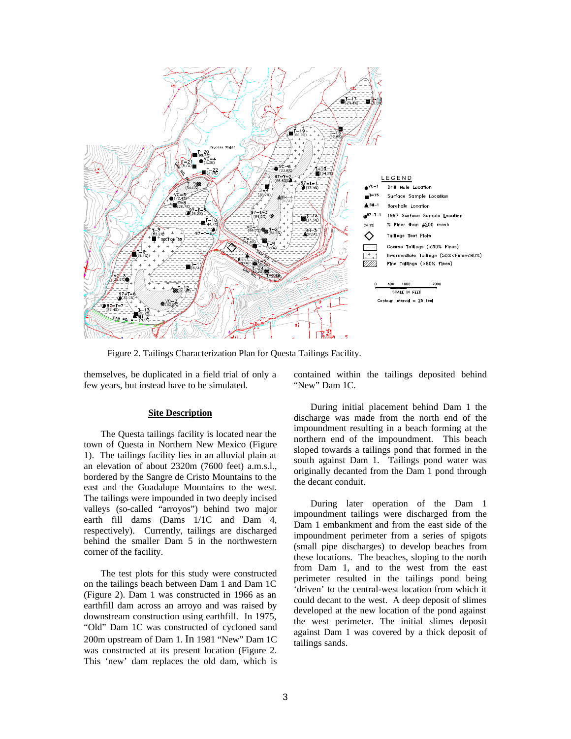Figure 2. Tailings Characterization Plan for Questa Tailings Facility.

themselves, be duplicated in a field trial of only a few years, but instead have to be simulated.

## Site Description

The Questa tailings facility is located near the town of Questa in Northern New Mexico (Figure 1). The tailings facility lies in an alluvial plain at an elevation of about 2320m (7600 feet) a.m.s.l., bordered by the Sangre de Cristo Mountains to the east and the Guadalupe Mountains to the west. The tailings were impounded in two deeply incised valleys (so-called "arroyos") behind two major earth fill dams (Dams 1/1C and Dam 4, respectively). Currently, tailings are discharged behind the smaller Dam 5 in the northwestern corner of the facility.

The test plots for this study were constructed on the tailings beach between Dam 1 and Dam 1C (Figure 2). Dam 1 was constructed in 1966 as an earthfill dam across an arroyo and was raised by downstream construction using earthfill. In 1975, "Old" Dam 1C was constructed of cycloned sand 200m upstream of Dam 1. In 1981 "New" Dam 1C was constructed at its present location (Figure 2. This 'new' dam replaces the old dam, which is contained within the tailings deposited behind "New" Dam 1C.

During initial placement behind Dam 1 the discharge was made from the north end of the impoundment resulting in a beach forming at the northern end of the impoundment. This beach sloped towards a tailings pond that formed in the south against Dam 1. Tailings pond water was originally decanted from the Dam 1 pond through the decant conduit.

During later operation of the Dam 1 impoundment tailings were discharged from the Dam 1 embankment and from the east side of the impoundment perimeter from a series of spigots (small pipe discharges) to develop beaches from these locations. The beaches, sloping to the north from Dam 1, and to the west from the east perimeter resulted in the tailings pond being 'driven' to the central-west location from which it could decant to the west. A deep deposit of slimes developed at the new location of the pond against the west perimeter. The initial slimes deposit against Dam 1 was covered by a thick deposit of tailings sands.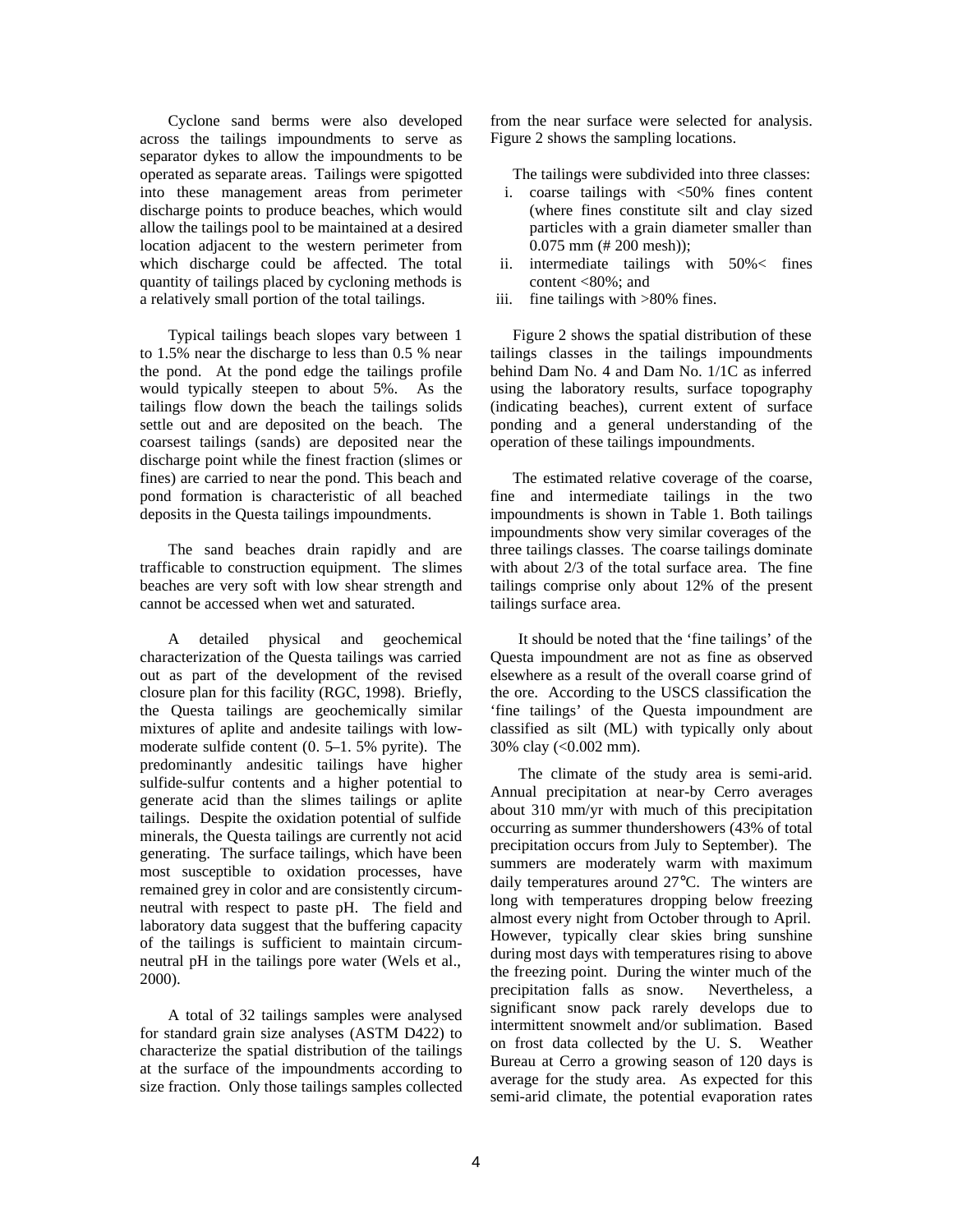Cyclone sand berms were also developed across the tailings impoundments to serve as separator dykes to allow the impoundments to be operated as separate areas. Tailings were spigotted into these management areas from perimeter discharge points to produce beaches, which would allow the tailings pool to be maintained at a desired location adjacent to the western perimeter from which discharge could be affected. The total quantity of tailings placed by cycloning methods is a relatively small portion of the total tailings.

Typical tailings beach slopes vary between 1 to 1.5% near the discharge to less than 0.5 % near the pond. At the pond edge the tailings profile would typically steepen to about 5%. As the tailings flow down the beach the tailings solids settle out and are deposited on the beach. The coarsest tailings (sands) are deposited near the discharge point while the finest fraction (slimes or fines) are carried to near the pond. This beach and pond formation is characteristic of all beached deposits in the Questa tailings impoundments.

The sand beaches drain rapidly and are trafficable to construction equipment. The slimes beaches are very soft with low shear strength and cannot be accessed when wet and saturated.

A detailed physical and geochemical characterization of the Questa tailings was carried out as part of the development of the revised closure plan for this facility (RGC, 1998). Briefly, the Questa tailings are geochemically similar mixtures of aplite and andesite tailings with low-moderate sulfide content (0. 5–1. 5% pyrite). The predominantly andesitic tailings have higher sulfide-sulfur contents and a higher potential to generate acid than the slimes tailings or aplite tailings. Despite the oxidation potential of sulfide minerals, the Questa tailings are currently not acid generating. The surface tailings, which have been most susceptible to oxidation processes, have remained grey in color and are consistently circum-neutral with respect to paste pH. The field and laboratory data suggest that the buffering capacity of the tailings is sufficient to maintain circum-neutral pH in the tailings pore water (Wels et al., 2000).

A total of 32 tailings samples were analysed for standard grain size analyses (ASTM D422) to characterize the spatial distribution of the tailings at the surface of the impoundments according to size fraction. Only those tailings samples collected from the near surface were selected for analysis. Figure 2 shows the sampling locations.

The tailings were subdivided into three classes:

i. coarse tailings with <50% fines content (where fines constitute silt and clay sized particles with a grain diameter smaller than 0.075 mm (# 200 mesh));
ii. intermediate tailings with 50%< fines content <80%; and
iii. fine tailings with >80% fines.

Figure 2 shows the spatial distribution of these tailings classes in the tailings impoundments behind Dam No. 4 and Dam No. 1/1C as inferred using the laboratory results, surface topography (indicating beaches), current extent of surface ponding and a general understanding of the operation of these tailings impoundments.

The estimated relative coverage of the coarse, fine and intermediate tailings in the two impoundments is shown in Table 1. Both tailings impoundments show very similar coverages of the three tailings classes. The coarse tailings dominate with about 2/3 of the total surface area. The fine tailings comprise only about 12% of the present tailings surface area.

It should be noted that the 'fine tailings' of the Questa impoundment are not as fine as observed elsewhere as a result of the overall coarse grind of the ore. According to the USCS classification the 'fine tailings' of the Questa impoundment are classified as silt (ML) with typically only about 30% clay (<0.002 mm).

The climate of the study area is semi-arid. Annual precipitation at near-by Cerro averages about 310 mm/yr with much of this precipitation occurring as summer thundershowers (43% of total precipitation occurs from July to September). The summers are moderately warm with maximum daily temperatures around 27°C. The winters are long with temperatures dropping below freezing almost every night from October through to April. However, typically clear skies bring sunshine during most days with temperatures rising to above the freezing point. During the winter much of the precipitation falls as snow. Nevertheless, a significant snow pack rarely develops due to intermittent snowmelt and/or sublimation. Based on frost data collected by the U. S. Weather Bureau at Cerro a growing season of 120 days is average for the study area. As expected for this semi-arid climate, the potential evaporation rates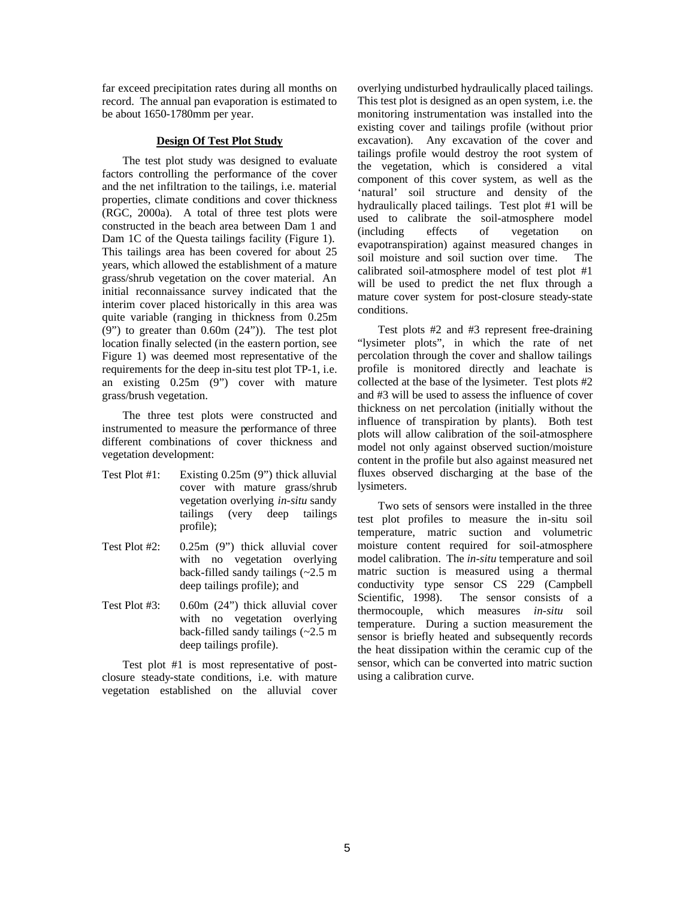far exceed precipitation rates during all months on record. The annual pan evaporation is estimated to be about 1650-1780mm per year.

## Design Of Test Plot Study

The test plot study was designed to evaluate factors controlling the performance of the cover and the net infiltration to the tailings, i.e. material properties, climate conditions and cover thickness (RGC, 2000a). A total of three test plots were constructed in the beach area between Dam 1 and Dam 1C of the Questa tailings facility (Figure 1). This tailings area has been covered for about 25 years, which allowed the establishment of a mature grass/shrub vegetation on the cover material. An initial reconnaissance survey indicated that the interim cover placed historically in this area was quite variable (ranging in thickness from 0.25m (9") to greater than 0.60m (24")). The test plot location finally selected (in the eastern portion, see Figure 1) was deemed most representative of the requirements for the deep in-situ test plot TP-1, i.e. an existing 0.25m (9") cover with mature grass/brush vegetation.

The three test plots were constructed and instrumented to measure the performance of three different combinations of cover thickness and vegetation development:

- Test Plot #1: Existing 0.25m (9") thick alluvial cover with mature grass/shrub vegetation overlying *in-situ* sandy tailings (very deep tailings profile);
- Test Plot #2: 0.25m (9") thick alluvial cover with no vegetation overlying back-filled sandy tailings (~2.5 m deep tailings profile); and
- Test Plot #3: 0.60m (24") thick alluvial cover with no vegetation overlying back-filled sandy tailings (~2.5 m deep tailings profile).

Test plot #1 is most representative of post-closure steady-state conditions, i.e. with mature vegetation established on the alluvial cover overlying undisturbed hydraulically placed tailings. This test plot is designed as an open system, i.e. the monitoring instrumentation was installed into the existing cover and tailings profile (without prior excavation). Any excavation of the cover and tailings profile would destroy the root system of the vegetation, which is considered a vital component of this cover system, as well as the 'natural' soil structure and density of the hydraulically placed tailings. Test plot #1 will be used to calibrate the soil-atmosphere model (including effects of vegetation on evapotranspiration) against measured changes in soil moisture and soil suction over time. The calibrated soil-atmosphere model of test plot #1 will be used to predict the net flux through a mature cover system for post-closure steady-state conditions.

Test plots #2 and #3 represent free-draining "lysimeter plots", in which the rate of net percolation through the cover and shallow tailings profile is monitored directly and leachate is collected at the base of the lysimeter. Test plots #2 and #3 will be used to assess the influence of cover thickness on net percolation (initially without the influence of transpiration by plants). Both test plots will allow calibration of the soil-atmosphere model not only against observed suction/moisture content in the profile but also against measured net fluxes observed discharging at the base of the lysimeters.

Two sets of sensors were installed in the three test plot profiles to measure the in-situ soil temperature, matric suction and volumetric moisture content required for soil-atmosphere model calibration. The *in-situ* temperature and soil matric suction is measured using a thermal conductivity type sensor CS 229 (Campbell Scientific, 1998). The sensor consists of a thermocouple, which measures *in-situ* soil temperature. During a suction measurement the sensor is briefly heated and subsequently records the heat dissipation within the ceramic cup of the sensor, which can be converted into matric suction using a calibration curve.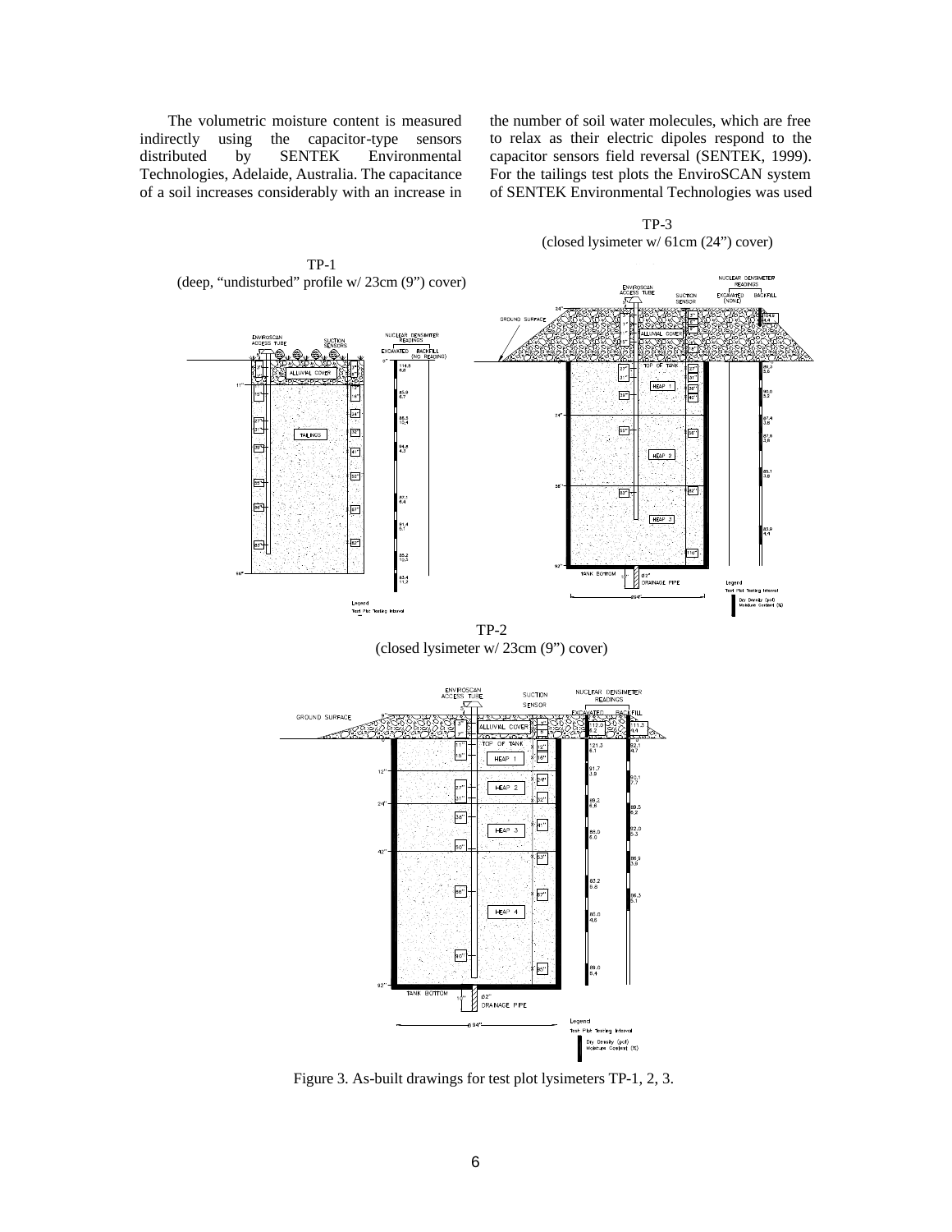The volumetric moisture content is measured indirectly using the capacitor-type sensors distributed by SENTEK Environmental Technologies, Adelaide, Australia. The capacitance of a soil increases considerably with an increase in the number of soil water molecules, which are free to relax as their electric dipoles respond to the capacitor sensors field reversal (SENTEK, 1999). For the tailings test plots the EnviroSCAN system of SENTEK Environmental Technologies was used

TP-3
(closed lysimeter w/ 61cm (24") cover)

TP-1
(deep, "undisturbed" profile w/ 23cm (9") cover)

TP-2
(closed lysimeter w/ 23cm (9") cover)

Figure 3. As-built drawings for test plot lysimeters TP-1, 2, 3.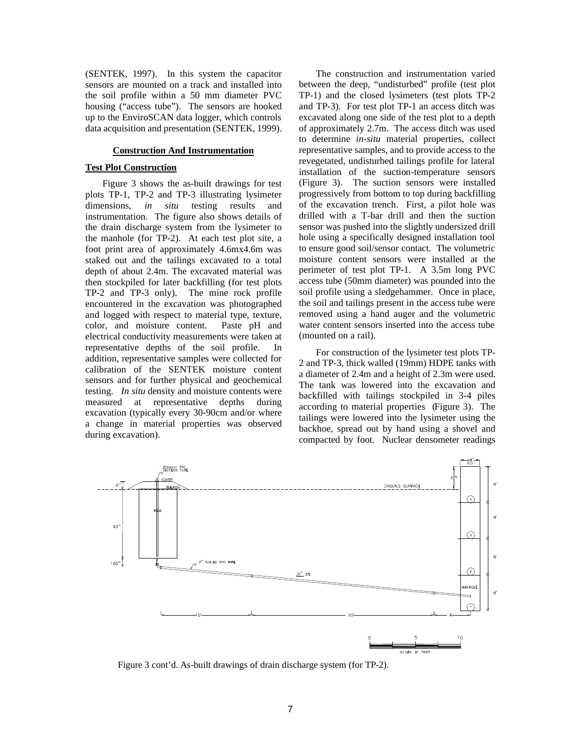(SENTEK, 1997). In this system the capacitor sensors are mounted on a track and installed into the soil profile within a 50 mm diameter PVC housing ("access tube"). The sensors are hooked up to the EnviroSCAN data logger, which controls data acquisition and presentation (SENTEK, 1999).

## Construction And Instrumentation

### Test Plot Construction

Figure 3 shows the as-built drawings for test plots TP-1, TP-2 and TP-3 illustrating lysimeter dimensions, *in situ* testing results and instrumentation. The figure also shows details of the drain discharge system from the lysimeter to the manhole (for TP-2). At each test plot site, a foot print area of approximately 4.6mx4.6m was staked out and the tailings excavated to a total depth of about 2.4m. The excavated material was then stockpiled for later backfilling (for test plots TP-2 and TP-3 only). The mine rock profile encountered in the excavation was photographed and logged with respect to material type, texture, color, and moisture content. Paste pH and electrical conductivity measurements were taken at representative depths of the soil profile. In addition, representative samples were collected for calibration of the SENTEK moisture content sensors and for further physical and geochemical testing. *In situ* density and moisture contents were measured at representative depths during excavation (typically every 30-90cm and/or where a change in material properties was observed during excavation).

The construction and instrumentation varied between the deep, "undisturbed" profile (test plot TP-1) and the closed lysimeters (test plots TP-2 and TP-3). For test plot TP-1 an access ditch was excavated along one side of the test plot to a depth of approximately 2.7m. The access ditch was used to determine *in-situ* material properties, collect representative samples, and to provide access to the revegetated, undisturbed tailings profile for lateral installation of the suction-temperature sensors (Figure 3). The suction sensors were installed progressively from bottom to top during backfilling of the excavation trench. First, a pilot hole was drilled with a T-bar drill and then the suction sensor was pushed into the slightly undersized drill hole using a specifically designed installation tool to ensure good soil/sensor contact. The volumetric moisture content sensors were installed at the perimeter of test plot TP-1. A 3.5m long PVC access tube (50mm diameter) was pounded into the soil profile using a sledgehammer. Once in place, the soil and tailings present in the access tube were removed using a hand auger and the volumetric water content sensors inserted into the access tube (mounted on a rail).

For construction of the lysimeter test plots TP-2 and TP-3, thick walled (19mm) HDPE tanks with a diameter of 2.4m and a height of 2.3m were used. The tank was lowered into the excavation and backfilled with tailings stockpiled in 3-4 piles according to material properties (Figure 3). The tailings were lowered into the lysimeter using the backhoe, spread out by hand using a shovel and compacted by foot. Nuclear densometer readings

Figure 3 cont'd. As-built drawings of drain discharge system (for TP-2).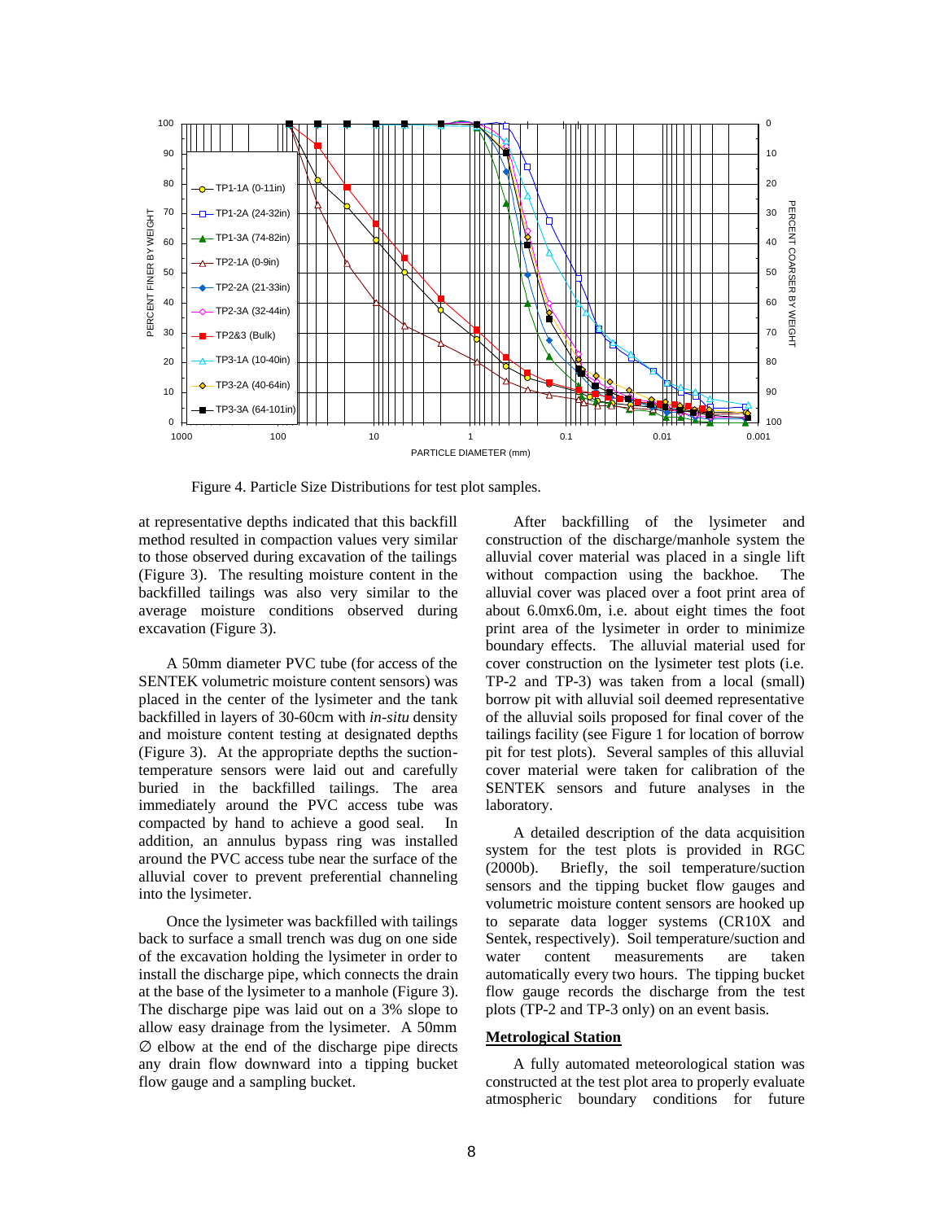Figure 4. Particle Size Distributions for test plot samples.

at representative depths indicated that this backfill method resulted in compaction values very similar to those observed during excavation of the tailings (Figure 3). The resulting moisture content in the backfilled tailings was also very similar to the average moisture conditions observed during excavation (Figure 3).

A 50mm diameter PVC tube (for access of the SENTEK volumetric moisture content sensors) was placed in the center of the lysimeter and the tank backfilled in layers of 30-60cm with *in-situ* density and moisture content testing at designated depths (Figure 3). At the appropriate depths the suction-temperature sensors were laid out and carefully buried in the backfilled tailings. The area immediately around the PVC access tube was compacted by hand to achieve a good seal. In addition, an annulus bypass ring was installed around the PVC access tube near the surface of the alluvial cover to prevent preferential channeling into the lysimeter.

Once the lysimeter was backfilled with tailings back to surface a small trench was dug on one side of the excavation holding the lysimeter in order to install the discharge pipe, which connects the drain at the base of the lysimeter to a manhole (Figure 3). The discharge pipe was laid out on a 3% slope to allow easy drainage from the lysimeter. A 50mm ∅ elbow at the end of the discharge pipe directs any drain flow downward into a tipping bucket flow gauge and a sampling bucket.

After backfilling of the lysimeter and construction of the discharge/manhole system the alluvial cover material was placed in a single lift without compaction using the backhoe. The alluvial cover was placed over a foot print area of about 6.0mx6.0m, i.e. about eight times the foot print area of the lysimeter in order to minimize boundary effects. The alluvial material used for cover construction on the lysimeter test plots (i.e. TP-2 and TP-3) was taken from a local (small) borrow pit with alluvial soil deemed representative of the alluvial soils proposed for final cover of the tailings facility (see Figure 1 for location of borrow pit for test plots). Several samples of this alluvial cover material were taken for calibration of the SENTEK sensors and future analyses in the laboratory.

A detailed description of the data acquisition system for the test plots is provided in RGC (2000b). Briefly, the soil temperature/suction sensors and the tipping bucket flow gauges and volumetric moisture content sensors are hooked up to separate data logger systems (CR10X and Sentek, respectively). Soil temperature/suction and water content measurements are taken automatically every two hours. The tipping bucket flow gauge records the discharge from the test plots (TP-2 and TP-3 only) on an event basis.

**Metrological Station**

A fully automated meteorological station was constructed at the test plot area to properly evaluate atmospheric boundary conditions for future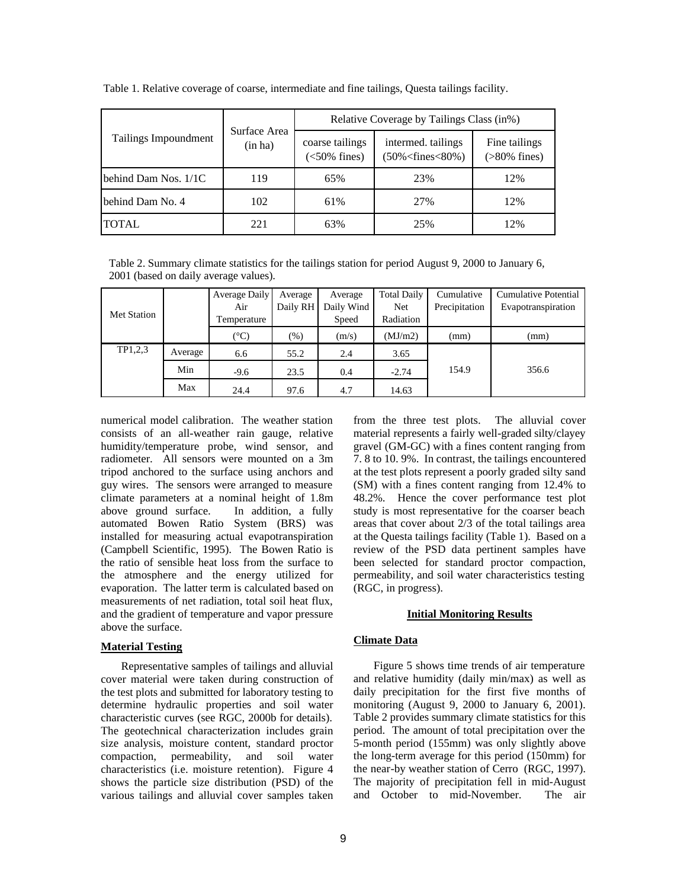Table 1. Relative coverage of coarse, intermediate and fine tailings, Questa tailings facility.

| Tailings Impoundment | Surface Area (in ha) | Relative Coverage by Tailings Class (in%) | | |
|---|---|---|---|---|
| | | coarse tailings (<50% fines) | intermed. tailings (50%<fines<80%) | Fine tailings (>80% fines) |
| behind Dam Nos. 1/1C | 119 | 65% | 23% | 12% |
| behind Dam No. 4 | 102 | 61% | 27% | 12% |
| TOTAL | 221 | 63% | 25% | 12% |

Table 2. Summary climate statistics for the tailings station for period August 9, 2000 to January 6, 2001 (based on daily average values).

| Met Station | | Average Daily Air Temperature | Average Daily RH | Average Daily Wind Speed | Total Daily Net Radiation | Cumulative Precipitation | Cumulative Potential Evapotranspiration |
|---|---|---|---|---|---|---|---|
| | | (°C) | (%) | (m/s) | (MJ/m2) | (mm) | (mm) |
| TP1,2,3 | Average | 6.6 | 55.2 | 2.4 | 3.65 | 154.9 | 356.6 |
| | Min | -9.6 | 23.5 | 0.4 | -2.74 | | |
| | Max | 24.4 | 97.6 | 4.7 | 14.63 | | |

numerical model calibration. The weather station consists of an all-weather rain gauge, relative humidity/temperature probe, wind sensor, and radiometer. All sensors were mounted on a 3m tripod anchored to the surface using anchors and guy wires. The sensors were arranged to measure climate parameters at a nominal height of 1.8m above ground surface. In addition, a fully automated Bowen Ratio System (BRS) was installed for measuring actual evapotranspiration (Campbell Scientific, 1995). The Bowen Ratio is the ratio of sensible heat loss from the surface to the atmosphere and the energy utilized for evaporation. The latter term is calculated based on measurements of net radiation, total soil heat flux, and the gradient of temperature and vapor pressure above the surface.

**Material Testing**

Representative samples of tailings and alluvial cover material were taken during construction of the test plots and submitted for laboratory testing to determine hydraulic properties and soil water characteristic curves (see RGC, 2000b for details). The geotechnical characterization includes grain size analysis, moisture content, standard proctor compaction, permeability, and soil water characteristics (i.e. moisture retention). Figure 4 shows the particle size distribution (PSD) of the various tailings and alluvial cover samples taken from the three test plots. The alluvial cover material represents a fairly well-graded silty/clayey gravel (GM-GC) with a fines content ranging from 7. 8 to 10. 9%. In contrast, the tailings encountered at the test plots represent a poorly graded silty sand (SM) with a fines content ranging from 12.4% to 48.2%. Hence the cover performance test plot study is most representative for the coarser beach areas that cover about 2/3 of the total tailings area at the Questa tailings facility (Table 1). Based on a review of the PSD data pertinent samples have been selected for standard proctor compaction, permeability, and soil water characteristics testing (RGC, in progress).

## Initial Monitoring Results

**Climate Data**

Figure 5 shows time trends of air temperature and relative humidity (daily min/max) as well as daily precipitation for the first five months of monitoring (August 9, 2000 to January 6, 2001). Table 2 provides summary climate statistics for this period. The amount of total precipitation over the 5-month period (155mm) was only slightly above the long-term average for this period (150mm) for the near-by weather station of Cerro (RGC, 1997). The majority of precipitation fell in mid-August and October to mid-November. The air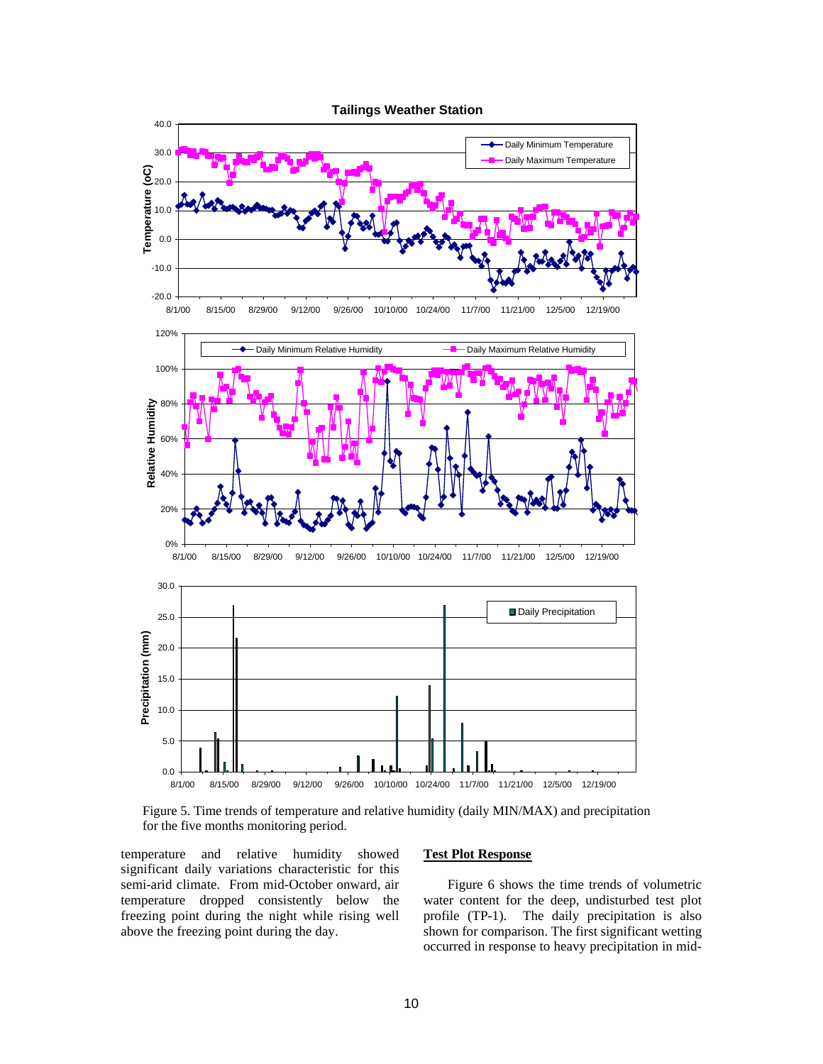Figure 5. Time trends of temperature and relative humidity (daily MIN/MAX) and precipitation for the five months monitoring period.

temperature and relative humidity showed significant daily variations characteristic for this semi-arid climate. From mid-October onward, air temperature dropped consistently below the freezing point during the night while rising well above the freezing point during the day.

## Test Plot Response

Figure 6 shows the time trends of volumetric water content for the deep, undisturbed test plot profile (TP-1). The daily precipitation is also shown for comparison. The first significant wetting occurred in response to heavy precipitation in mid-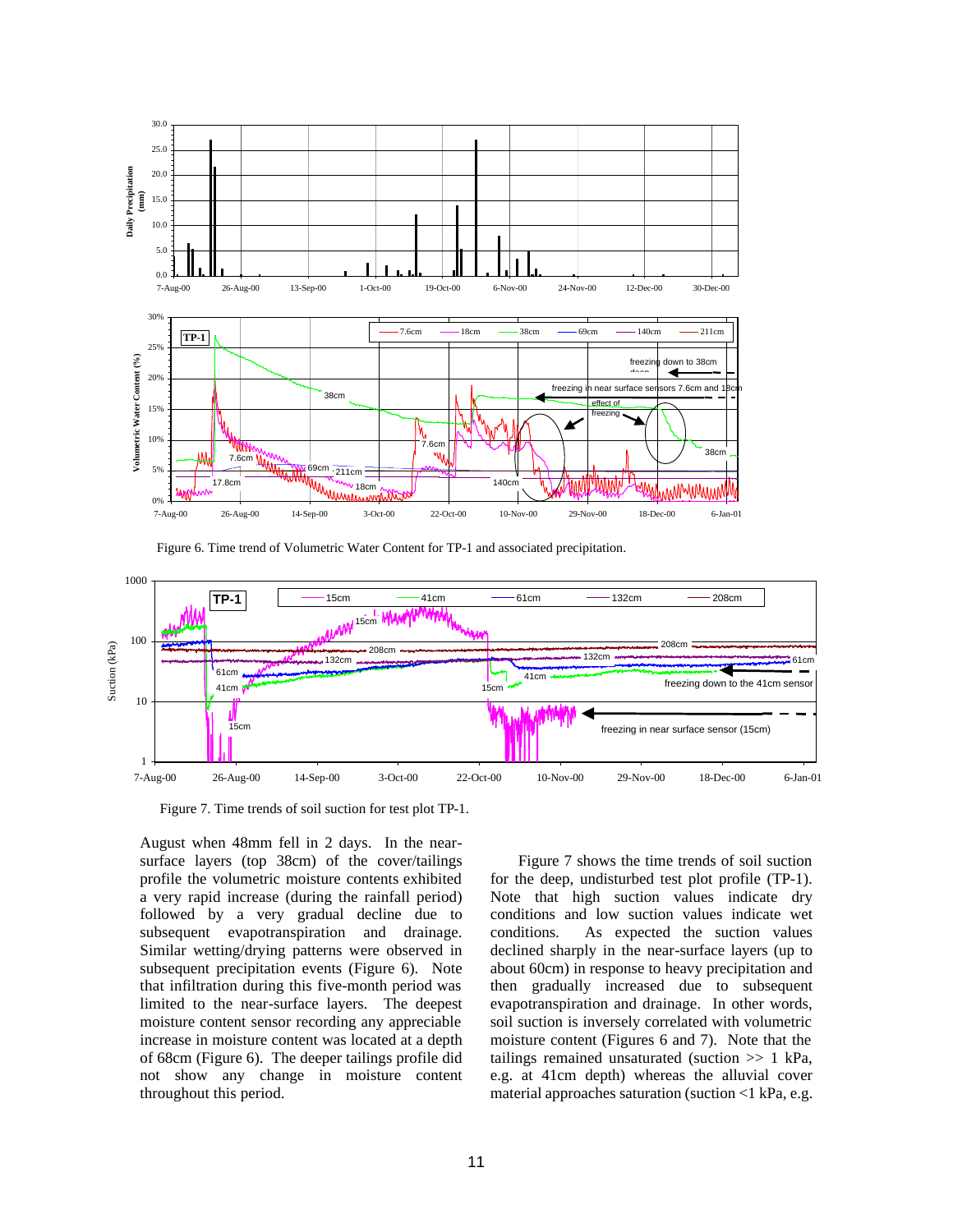Figure 6. Time trend of Volumetric Water Content for TP-1 and associated precipitation.

Figure 7. Time trends of soil suction for test plot TP-1.

August when 48mm fell in 2 days. In the near-surface layers (top 38cm) of the cover/tailings profile the volumetric moisture contents exhibited a very rapid increase (during the rainfall period) followed by a very gradual decline due to subsequent evapotranspiration and drainage. Similar wetting/drying patterns were observed in subsequent precipitation events (Figure 6). Note that infiltration during this five-month period was limited to the near-surface layers. The deepest moisture content sensor recording any appreciable increase in moisture content was located at a depth of 68cm (Figure 6). The deeper tailings profile did not show any change in moisture content throughout this period.

Figure 7 shows the time trends of soil suction for the deep, undisturbed test plot profile (TP-1). Note that high suction values indicate dry conditions and low suction values indicate wet conditions. As expected the suction values declined sharply in the near-surface layers (up to about 60cm) in response to heavy precipitation and then gradually increased due to subsequent evapotranspiration and drainage. In other words, soil suction is inversely correlated with volumetric moisture content (Figures 6 and 7). Note that the tailings remained unsaturated (suction >> 1 kPa, e.g. at 41cm depth) whereas the alluvial cover material approaches saturation (suction <1 kPa, e.g.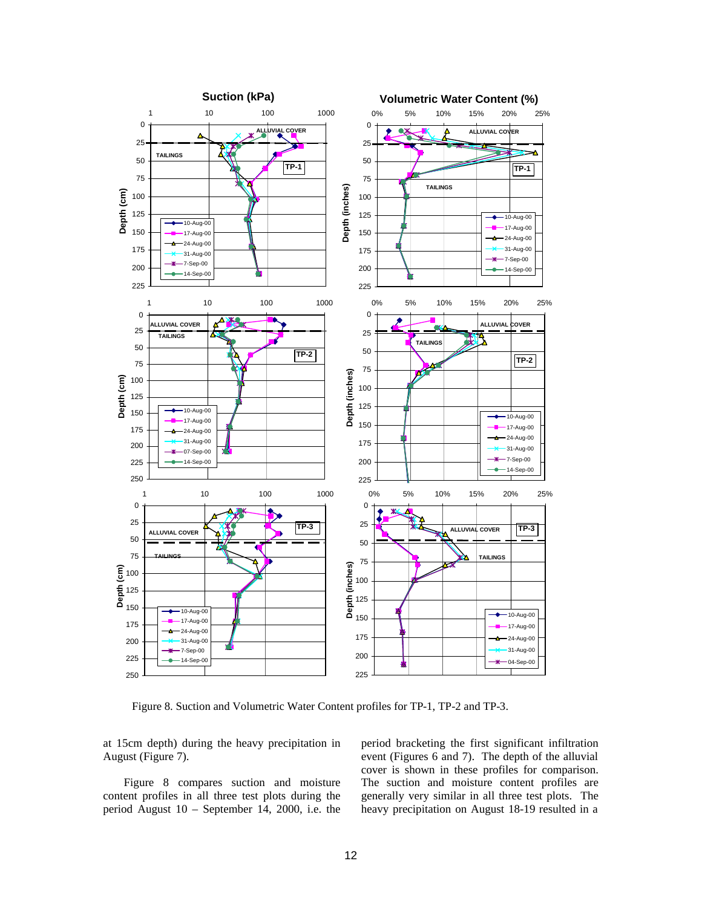Figure 8. Suction and Volumetric Water Content profiles for TP-1, TP-2 and TP-3.

at 15cm depth) during the heavy precipitation in August (Figure 7).

Figure 8 compares suction and moisture content profiles in all three test plots during the period August 10 – September 14, 2000, i.e. the period bracketing the first significant infiltration event (Figures 6 and 7). The depth of the alluvial cover is shown in these profiles for comparison. The suction and moisture content profiles are generally very similar in all three test plots. The heavy precipitation on August 18-19 resulted in a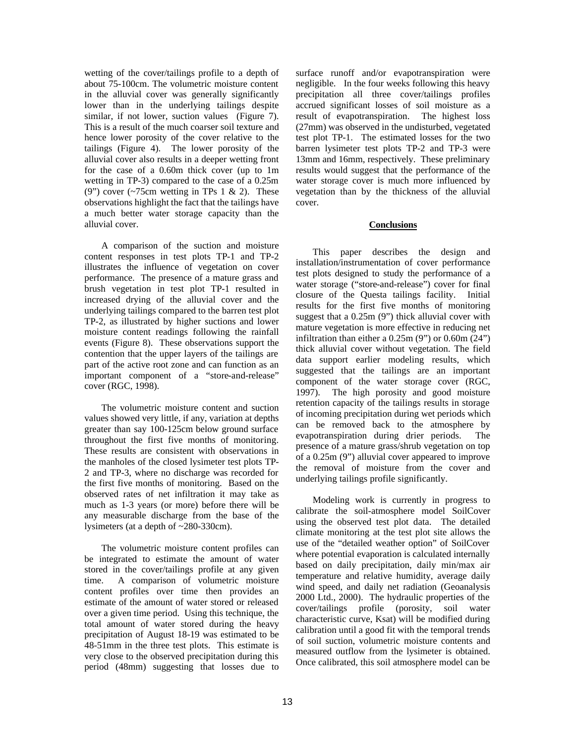wetting of the cover/tailings profile to a depth of about 75-100cm. The volumetric moisture content in the alluvial cover was generally significantly lower than in the underlying tailings despite similar, if not lower, suction values (Figure 7). This is a result of the much coarser soil texture and hence lower porosity of the cover relative to the tailings (Figure 4). The lower porosity of the alluvial cover also results in a deeper wetting front for the case of a 0.60m thick cover (up to 1m wetting in TP-3) compared to the case of a 0.25m (9") cover (~75cm wetting in TPs 1 & 2). These observations highlight the fact that the tailings have a much better water storage capacity than the alluvial cover.

A comparison of the suction and moisture content responses in test plots TP-1 and TP-2 illustrates the influence of vegetation on cover performance. The presence of a mature grass and brush vegetation in test plot TP-1 resulted in increased drying of the alluvial cover and the underlying tailings compared to the barren test plot TP-2, as illustrated by higher suctions and lower moisture content readings following the rainfall events (Figure 8). These observations support the contention that the upper layers of the tailings are part of the active root zone and can function as an important component of a "store-and-release" cover (RGC, 1998).

The volumetric moisture content and suction values showed very little, if any, variation at depths greater than say 100-125cm below ground surface throughout the first five months of monitoring. These results are consistent with observations in the manholes of the closed lysimeter test plots TP-2 and TP-3, where no discharge was recorded for the first five months of monitoring. Based on the observed rates of net infiltration it may take as much as 1-3 years (or more) before there will be any measurable discharge from the base of the lysimeters (at a depth of ~280-330cm).

The volumetric moisture content profiles can be integrated to estimate the amount of water stored in the cover/tailings profile at any given time. A comparison of volumetric moisture content profiles over time then provides an estimate of the amount of water stored or released over a given time period. Using this technique, the total amount of water stored during the heavy precipitation of August 18-19 was estimated to be 48-51mm in the three test plots. This estimate is very close to the observed precipitation during this period (48mm) suggesting that losses due to surface runoff and/or evapotranspiration were negligible. In the four weeks following this heavy precipitation all three cover/tailings profiles accrued significant losses of soil moisture as a result of evapotranspiration. The highest loss (27mm) was observed in the undisturbed, vegetated test plot TP-1. The estimated losses for the two barren lysimeter test plots TP-2 and TP-3 were 13mm and 16mm, respectively. These preliminary results would suggest that the performance of the water storage cover is much more influenced by vegetation than by the thickness of the alluvial cover.

## Conclusions

This paper describes the design and installation/instrumentation of cover performance test plots designed to study the performance of a water storage ("store-and-release") cover for final closure of the Questa tailings facility. Initial results for the first five months of monitoring suggest that a 0.25m (9") thick alluvial cover with mature vegetation is more effective in reducing net infiltration than either a 0.25m (9") or 0.60m (24") thick alluvial cover without vegetation. The field data support earlier modeling results, which suggested that the tailings are an important component of the water storage cover (RGC, 1997). The high porosity and good moisture retention capacity of the tailings results in storage of incoming precipitation during wet periods which can be removed back to the atmosphere by evapotranspiration during drier periods. The presence of a mature grass/shrub vegetation on top of a 0.25m (9") alluvial cover appeared to improve the removal of moisture from the cover and underlying tailings profile significantly.

Modeling work is currently in progress to calibrate the soil-atmosphere model SoilCover using the observed test plot data. The detailed climate monitoring at the test plot site allows the use of the "detailed weather option" of SoilCover where potential evaporation is calculated internally based on daily precipitation, daily min/max air temperature and relative humidity, average daily wind speed, and daily net radiation (Geoanalysis 2000 Ltd., 2000). The hydraulic properties of the cover/tailings profile (porosity, soil water characteristic curve, Ksat) will be modified during calibration until a good fit with the temporal trends of soil suction, volumetric moisture contents and measured outflow from the lysimeter is obtained. Once calibrated, this soil atmosphere model can be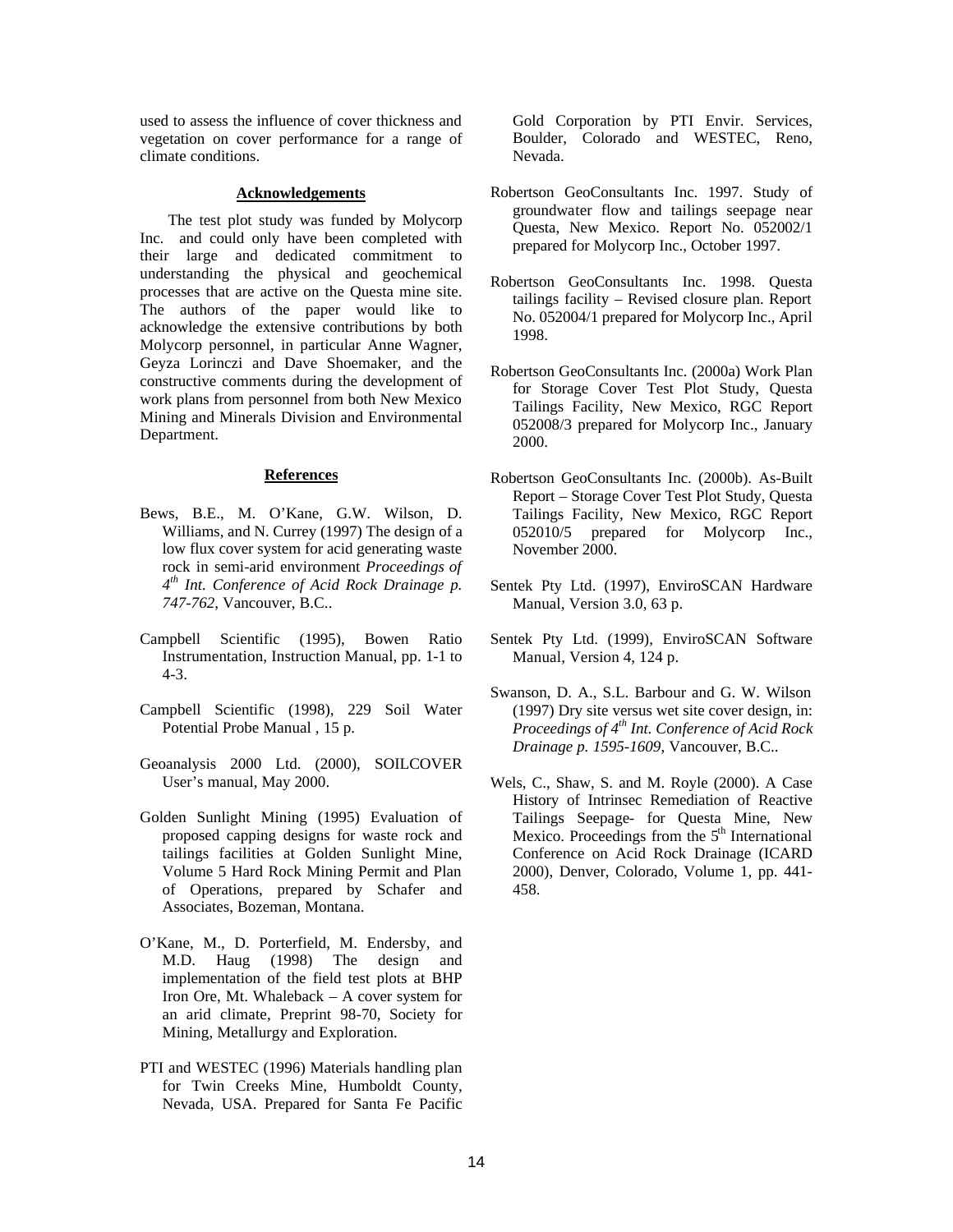used to assess the influence of cover thickness and vegetation on cover performance for a range of climate conditions.

## Acknowledgements

The test plot study was funded by Molycorp Inc. and could only have been completed with their large and dedicated commitment to understanding the physical and geochemical processes that are active on the Questa mine site. The authors of the paper would like to acknowledge the extensive contributions by both Molycorp personnel, in particular Anne Wagner, Geyza Lorinczi and Dave Shoemaker, and the constructive comments during the development of work plans from personnel from both New Mexico Mining and Minerals Division and Environmental Department.

## References

Bews, B.E., M. O'Kane, G.W. Wilson, D. Williams, and N. Currey (1997) The design of a low flux cover system for acid generating waste rock in semi-arid environment *Proceedings of 4th Int. Conference of Acid Rock Drainage p. 747-762*, Vancouver, B.C..

Campbell Scientific (1995), Bowen Ratio Instrumentation, Instruction Manual, pp. 1-1 to 4-3.

Campbell Scientific (1998), 229 Soil Water Potential Probe Manual , 15 p.

Geoanalysis 2000 Ltd. (2000), SOILCOVER User's manual, May 2000.

Golden Sunlight Mining (1995) Evaluation of proposed capping designs for waste rock and tailings facilities at Golden Sunlight Mine, Volume 5 Hard Rock Mining Permit and Plan of Operations, prepared by Schafer and Associates, Bozeman, Montana.

O'Kane, M., D. Porterfield, M. Endersby, and M.D. Haug (1998) The design and implementation of the field test plots at BHP Iron Ore, Mt. Whaleback – A cover system for an arid climate, Preprint 98-70, Society for Mining, Metallurgy and Exploration.

PTI and WESTEC (1996) Materials handling plan for Twin Creeks Mine, Humboldt County, Nevada, USA. Prepared for Santa Fe Pacific Gold Corporation by PTI Envir. Services, Boulder, Colorado and WESTEC, Reno, Nevada.

Robertson GeoConsultants Inc. 1997. Study of groundwater flow and tailings seepage near Questa, New Mexico. Report No. 052002/1 prepared for Molycorp Inc., October 1997.

Robertson GeoConsultants Inc. 1998. Questa tailings facility – Revised closure plan. Report No. 052004/1 prepared for Molycorp Inc., April 1998.

Robertson GeoConsultants Inc. (2000a) Work Plan for Storage Cover Test Plot Study, Questa Tailings Facility, New Mexico, RGC Report 052008/3 prepared for Molycorp Inc., January 2000.

Robertson GeoConsultants Inc. (2000b). As-Built Report – Storage Cover Test Plot Study, Questa Tailings Facility, New Mexico, RGC Report 052010/5 prepared for Molycorp Inc., November 2000.

Sentek Pty Ltd. (1997), EnviroSCAN Hardware Manual, Version 3.0, 63 p.

Sentek Pty Ltd. (1999), EnviroSCAN Software Manual, Version 4, 124 p.

Swanson, D. A., S.L. Barbour and G. W. Wilson (1997) Dry site versus wet site cover design, in: *Proceedings of 4th Int. Conference of Acid Rock Drainage p. 1595-1609*, Vancouver, B.C..

Wels, C., Shaw, S. and M. Royle (2000). A Case History of Intrinsec Remediation of Reactive Tailings Seepage- for Questa Mine, New Mexico. Proceedings from the 5th International Conference on Acid Rock Drainage (ICARD 2000), Denver, Colorado, Volume 1, pp. 441-458.